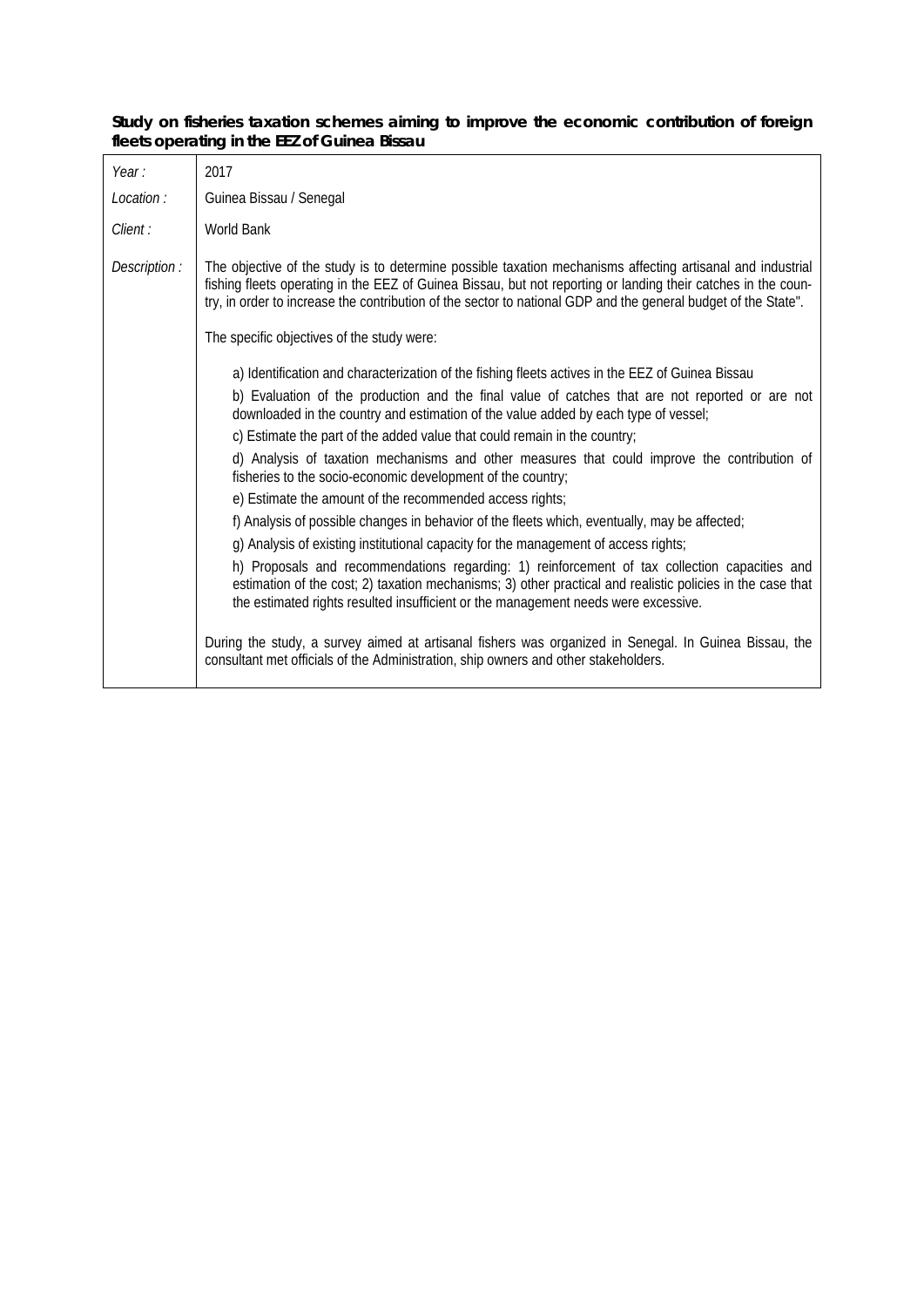**Study on fisheries taxation schemes aiming to improve the economic contribution of foreign fleets operating in the EEZ of Guinea Bissau**

| | |
|---|---|
| *Year :* | 2017 |
| *Location :* | Guinea Bissau / Senegal |
| *Client :* | World Bank |
| *Description :* | The objective of the study is to determine possible taxation mechanisms affecting artisanal and industrial fishing fleets operating in the EEZ of Guinea Bissau, but not reporting or landing their catches in the country, in order to increase the contribution of the sector to national GDP and the general budget of the State".<br><br>The specific objectives of the study were:<br><br>a) Identification and characterization of the fishing fleets actives in the EEZ of Guinea Bissau<br>b) Evaluation of the production and the final value of catches that are not reported or are not downloaded in the country and estimation of the value added by each type of vessel;<br>c) Estimate the part of the added value that could remain in the country;<br>d) Analysis of taxation mechanisms and other measures that could improve the contribution of fisheries to the socio-economic development of the country;<br>e) Estimate the amount of the recommended access rights;<br>f) Analysis of possible changes in behavior of the fleets which, eventually, may be affected;<br>g) Analysis of existing institutional capacity for the management of access rights;<br>h) Proposals and recommendations regarding: 1) reinforcement of tax collection capacities and estimation of the cost; 2) taxation mechanisms; 3) other practical and realistic policies in the case that the estimated rights resulted insufficient or the management needs were excessive.<br><br>During the study, a survey aimed at artisanal fishers was organized in Senegal. In Guinea Bissau, the consultant met officials of the Administration, ship owners and other stakeholders. |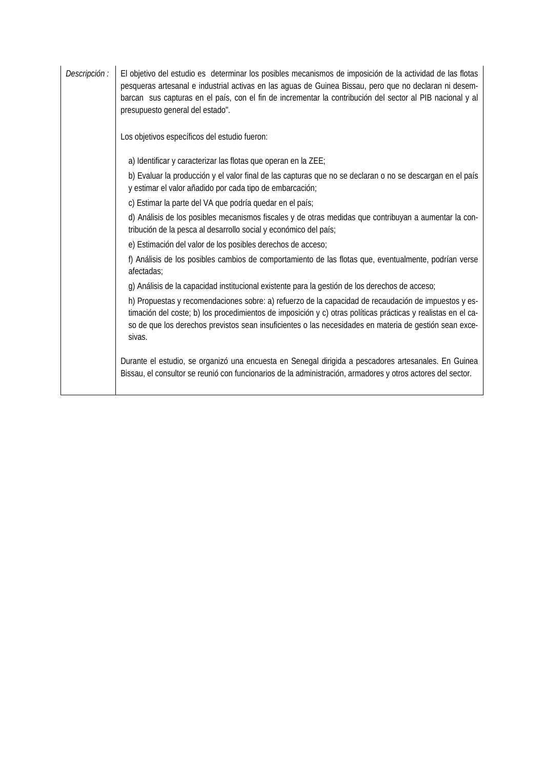| | |
|---|---|
| *Descripción :* | El objetivo del estudio es determinar los posibles mecanismos de imposición de la actividad de las flotas pesqueras artesanal e industrial activas en las aguas de Guinea Bissau, pero que no declaran ni desembarcan sus capturas en el país, con el fin de incrementar la contribución del sector al PIB nacional y al presupuesto general del estado".<br><br>Los objetivos específicos del estudio fueron:<br><br>a) Identificar y caracterizar las flotas que operan en la ZEE;<br>b) Evaluar la producción y el valor final de las capturas que no se declaran o no se descargan en el país y estimar el valor añadido por cada tipo de embarcación;<br>c) Estimar la parte del VA que podría quedar en el país;<br>d) Análisis de los posibles mecanismos fiscales y de otras medidas que contribuyan a aumentar la contribución de la pesca al desarrollo social y económico del país;<br>e) Estimación del valor de los posibles derechos de acceso;<br>f) Análisis de los posibles cambios de comportamiento de las flotas que, eventualmente, podrían verse afectadas;<br>g) Análisis de la capacidad institucional existente para la gestión de los derechos de acceso;<br>h) Propuestas y recomendaciones sobre: a) refuerzo de la capacidad de recaudación de impuestos y estimación del coste; b) los procedimientos de imposición y c) otras políticas prácticas y realistas en el caso de que los derechos previstos sean insuficientes o las necesidades en materia de gestión sean excesivas.<br><br>Durante el estudio, se organizó una encuesta en Senegal dirigida a pescadores artesanales. En Guinea Bissau, el consultor se reunió con funcionarios de la administración, armadores y otros actores del sector. |